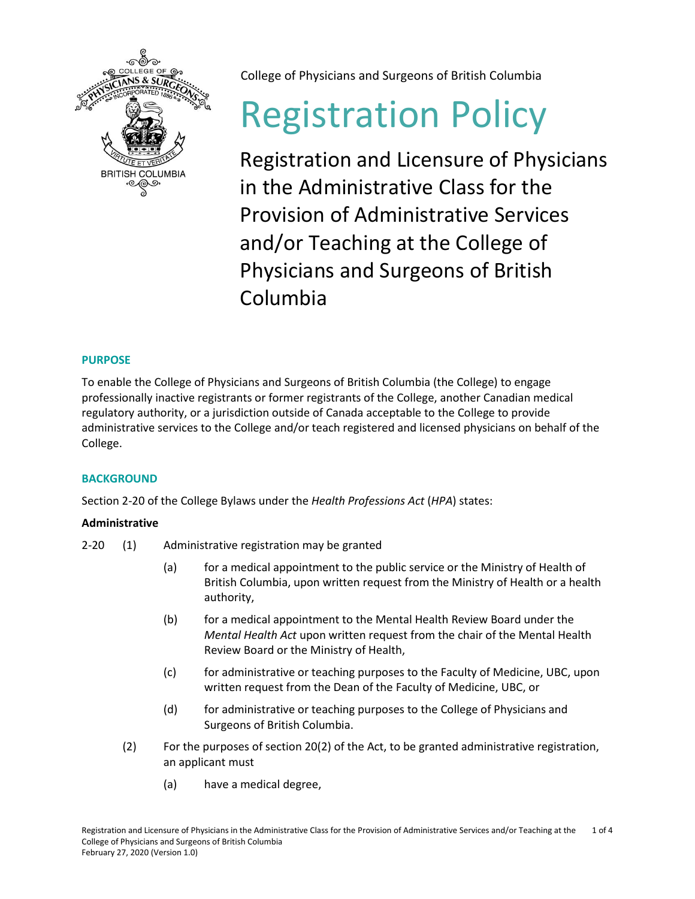College of Physicians and Surgeons of British Columbia

# Registration Policy

## Registration and Licensure of Physicians in the Administrative Class for the Provision of Administrative Services and/or Teaching at the College of Physicians and Surgeons of British Columbia

### PURPOSE

To enable the College of Physicians and Surgeons of British Columbia (the College) to engage professionally inactive registrants or former registrants of the College, another Canadian medical regulatory authority, or a jurisdiction outside of Canada acceptable to the College to provide administrative services to the College and/or teach registered and licensed physicians on behalf of the College.

### BACKGROUND

Section 2-20 of the College Bylaws under the *Health Professions Act* (*HPA*) states:

**Administrative**

2-20 (1) Administrative registration may be granted

(a) for a medical appointment to the public service or the Ministry of Health of British Columbia, upon written request from the Ministry of Health or a health authority,

(b) for a medical appointment to the Mental Health Review Board under the *Mental Health Act* upon written request from the chair of the Mental Health Review Board or the Ministry of Health,

(c) for administrative or teaching purposes to the Faculty of Medicine, UBC, upon written request from the Dean of the Faculty of Medicine, UBC, or

(d) for administrative or teaching purposes to the College of Physicians and Surgeons of British Columbia.

(2) For the purposes of section 20(2) of the Act, to be granted administrative registration, an applicant must

(a) have a medical degree,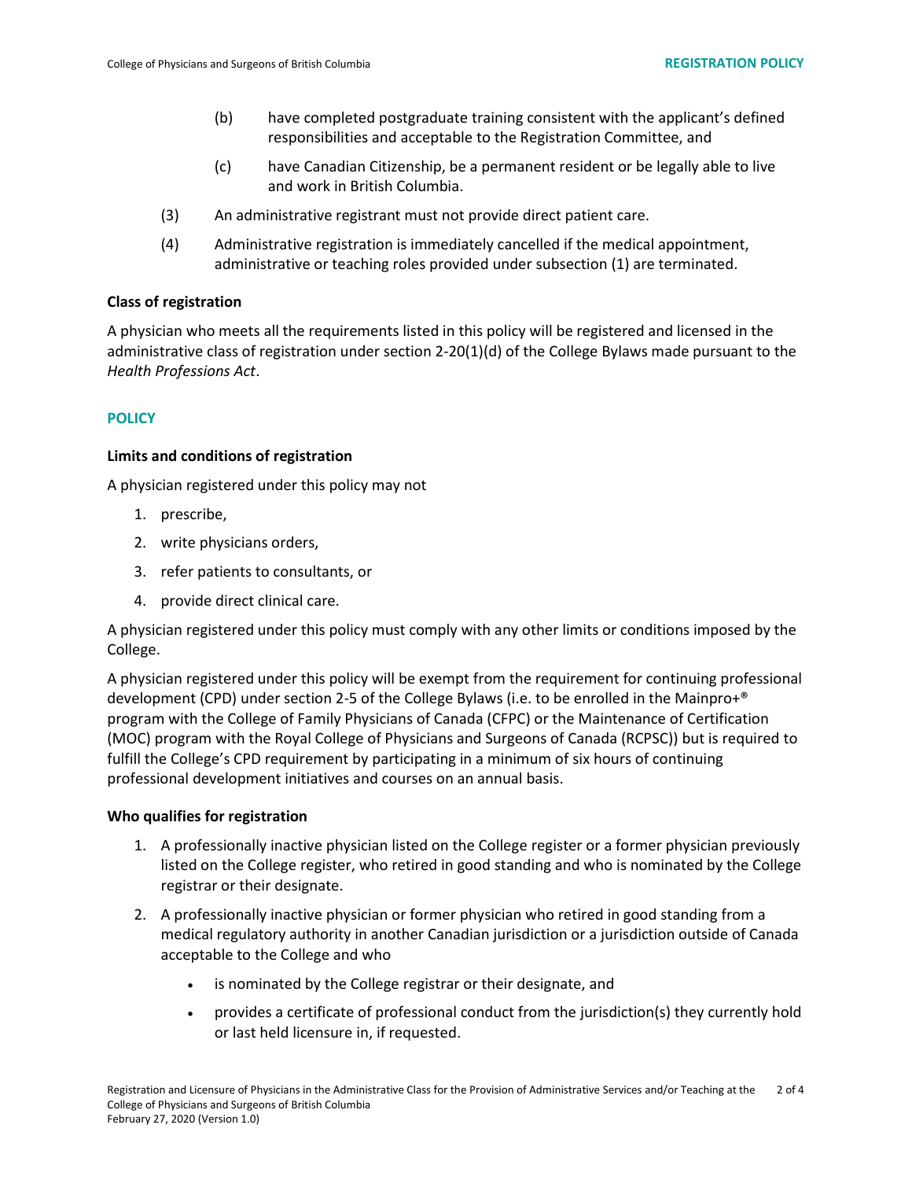(b) have completed postgraduate training consistent with the applicant's defined responsibilities and acceptable to the Registration Committee, and

(c) have Canadian Citizenship, be a permanent resident or be legally able to live and work in British Columbia.

(3) An administrative registrant must not provide direct patient care.

(4) Administrative registration is immediately cancelled if the medical appointment, administrative or teaching roles provided under subsection (1) are terminated.

**Class of registration**

A physician who meets all the requirements listed in this policy will be registered and licensed in the administrative class of registration under section 2-20(1)(d) of the College Bylaws made pursuant to the *Health Professions Act*.

## POLICY

**Limits and conditions of registration**

A physician registered under this policy may not

1. prescribe,
2. write physicians orders,
3. refer patients to consultants, or
4. provide direct clinical care.

A physician registered under this policy must comply with any other limits or conditions imposed by the College.

A physician registered under this policy will be exempt from the requirement for continuing professional development (CPD) under section 2-5 of the College Bylaws (i.e. to be enrolled in the Mainpro+® program with the College of Family Physicians of Canada (CFPC) or the Maintenance of Certification (MOC) program with the Royal College of Physicians and Surgeons of Canada (RCPSC)) but is required to fulfill the College's CPD requirement by participating in a minimum of six hours of continuing professional development initiatives and courses on an annual basis.

**Who qualifies for registration**

1. A professionally inactive physician listed on the College register or a former physician previously listed on the College register, who retired in good standing and who is nominated by the College registrar or their designate.
2. A professionally inactive physician or former physician who retired in good standing from a medical regulatory authority in another Canadian jurisdiction or a jurisdiction outside of Canada acceptable to the College and who
   - is nominated by the College registrar or their designate, and
   - provides a certificate of professional conduct from the jurisdiction(s) they currently hold or last held licensure in, if requested.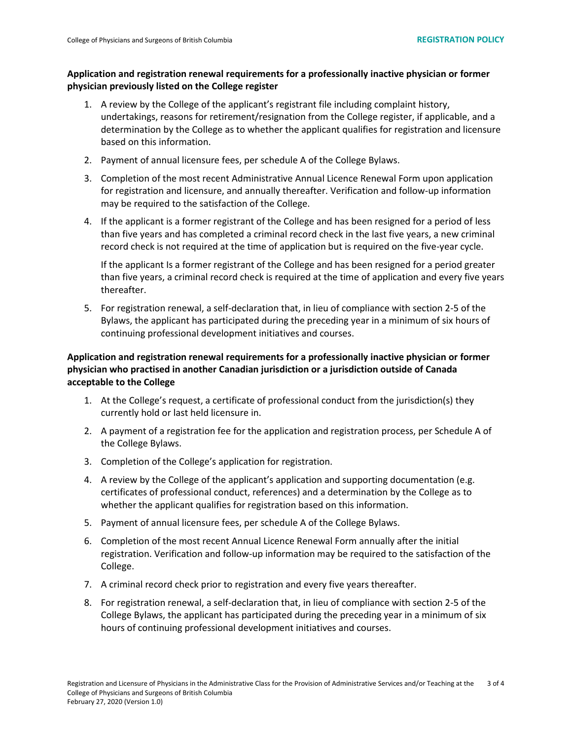**Application and registration renewal requirements for a professionally inactive physician or former physician previously listed on the College register**

1. A review by the College of the applicant's registrant file including complaint history, undertakings, reasons for retirement/resignation from the College register, if applicable, and a determination by the College as to whether the applicant qualifies for registration and licensure based on this information.
2. Payment of annual licensure fees, per schedule A of the College Bylaws.
3. Completion of the most recent Administrative Annual Licence Renewal Form upon application for registration and licensure, and annually thereafter. Verification and follow-up information may be required to the satisfaction of the College.
4. If the applicant is a former registrant of the College and has been resigned for a period of less than five years and has completed a criminal record check in the last five years, a new criminal record check is not required at the time of application but is required on the five-year cycle.

   If the applicant Is a former registrant of the College and has been resigned for a period greater than five years, a criminal record check is required at the time of application and every five years thereafter.
5. For registration renewal, a self-declaration that, in lieu of compliance with section 2-5 of the Bylaws, the applicant has participated during the preceding year in a minimum of six hours of continuing professional development initiatives and courses.

**Application and registration renewal requirements for a professionally inactive physician or former physician who practised in another Canadian jurisdiction or a jurisdiction outside of Canada acceptable to the College**

1. At the College's request, a certificate of professional conduct from the jurisdiction(s) they currently hold or last held licensure in.
2. A payment of a registration fee for the application and registration process, per Schedule A of the College Bylaws.
3. Completion of the College's application for registration.
4. A review by the College of the applicant's application and supporting documentation (e.g. certificates of professional conduct, references) and a determination by the College as to whether the applicant qualifies for registration based on this information.
5. Payment of annual licensure fees, per schedule A of the College Bylaws.
6. Completion of the most recent Annual Licence Renewal Form annually after the initial registration. Verification and follow-up information may be required to the satisfaction of the College.
7. A criminal record check prior to registration and every five years thereafter.
8. For registration renewal, a self-declaration that, in lieu of compliance with section 2-5 of the College Bylaws, the applicant has participated during the preceding year in a minimum of six hours of continuing professional development initiatives and courses.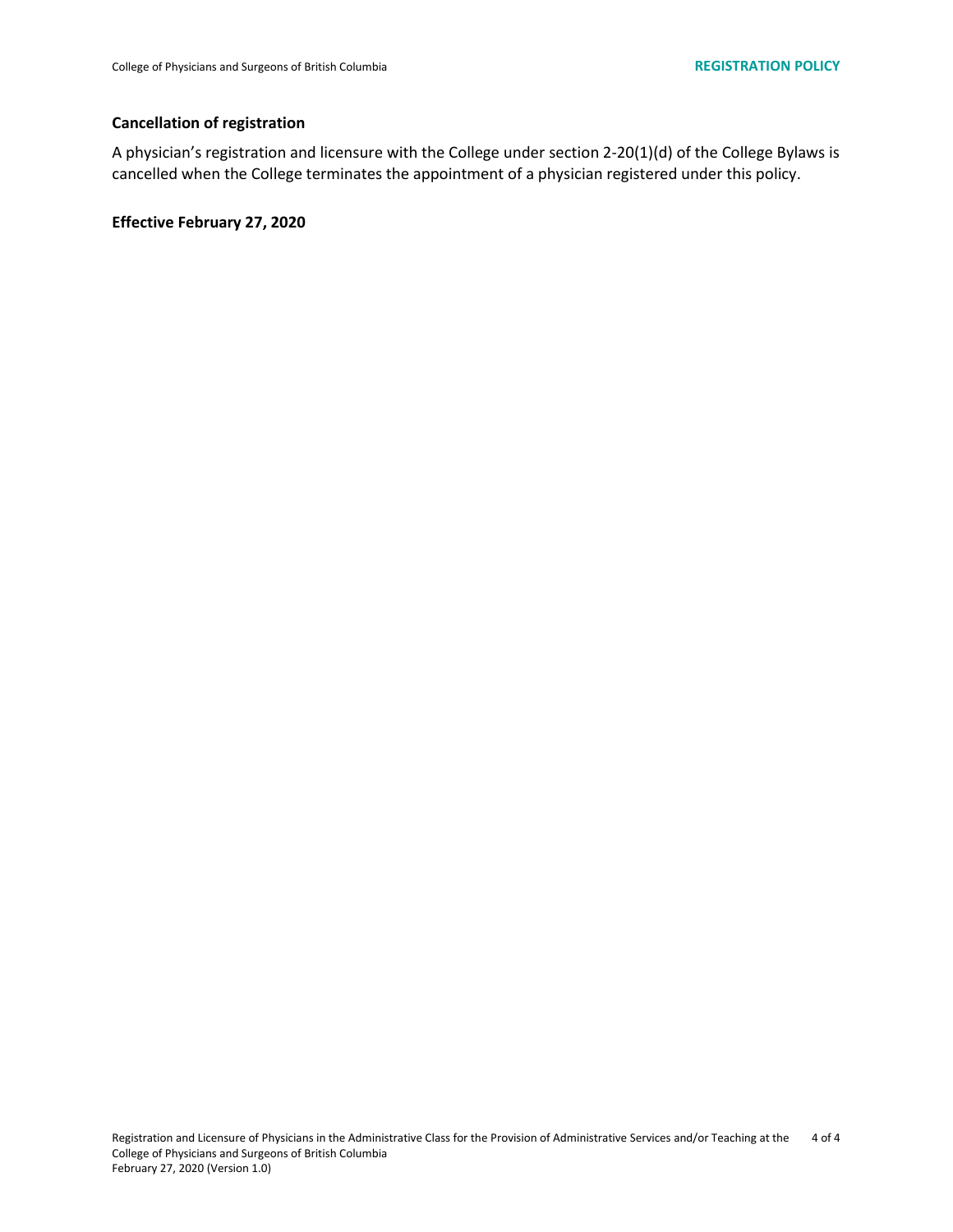**Cancellation of registration**

A physician's registration and licensure with the College under section 2-20(1)(d) of the College Bylaws is cancelled when the College terminates the appointment of a physician registered under this policy.

**Effective February 27, 2020**